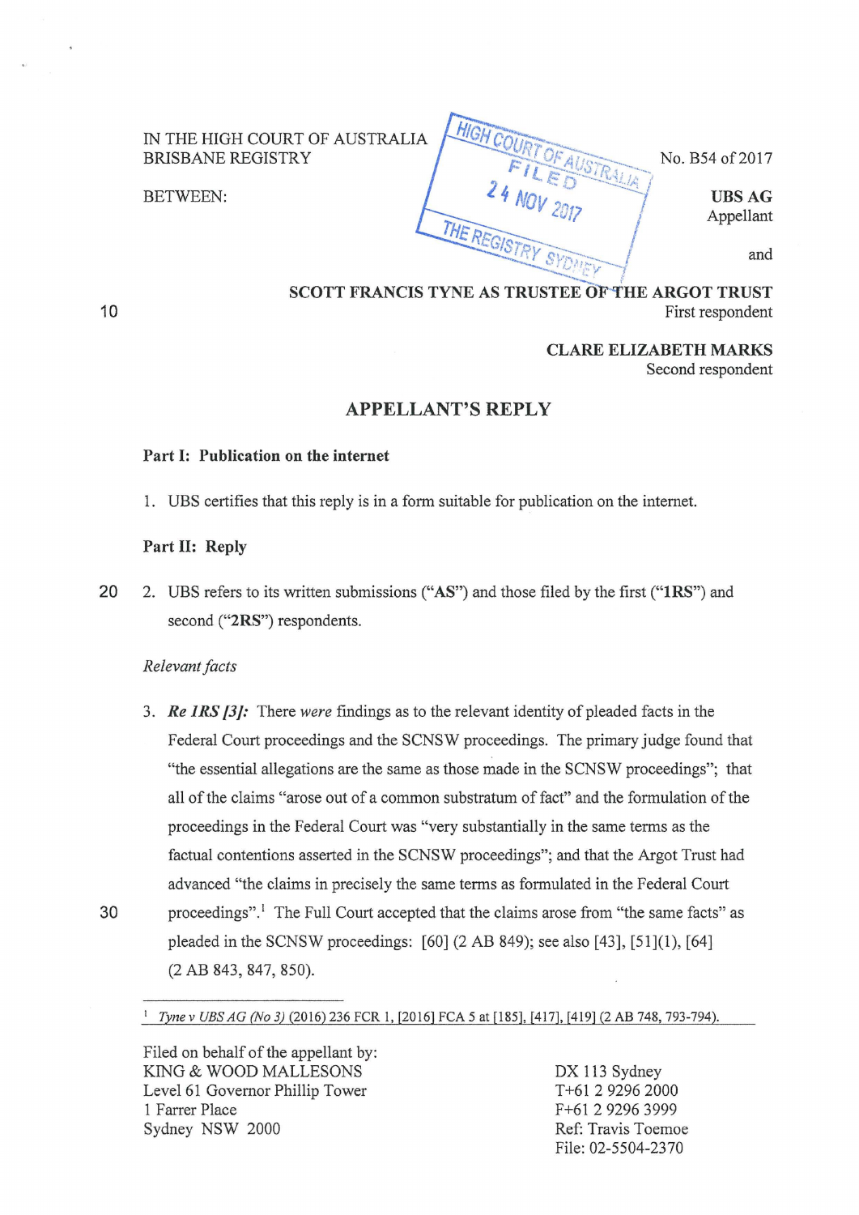IN THE HIGH COURT OF AUSTRALIA
BRISBANE REGISTRY

HIGH COURT OF AUSTRALIA
FILED
24 NOV 2017
THE REGISTRY SYDNEY

No. B54 of 2017

BETWEEN:

**UBS AG**
Appellant

and

**SCOTT FRANCIS TYNE AS TRUSTEE OF THE ARGOT TRUST**
First respondent

**CLARE ELIZABETH MARKS**
Second respondent

## APPELLANT'S REPLY

### Part I: Publication on the internet

1. UBS certifies that this reply is in a form suitable for publication on the internet.

### Part II: Reply

2. UBS refers to its written submissions ("**AS**") and those filed by the first ("**1RS**") and second ("**2RS**") respondents.

*Relevant facts*

3. ***Re 1RS [3]:*** There *were* findings as to the relevant identity of pleaded facts in the Federal Court proceedings and the SCNSW proceedings. The primary judge found that "the essential allegations are the same as those made in the SCNSW proceedings"; that all of the claims "arose out of a common substratum of fact" and the formulation of the proceedings in the Federal Court was "very substantially in the same terms as the factual contentions asserted in the SCNSW proceedings"; and that the Argot Trust had advanced "the claims in precisely the same terms as formulated in the Federal Court proceedings".[1] The Full Court accepted that the claims arose from "the same facts" as pleaded in the SCNSW proceedings: [60] (2 AB 849); see also [43], [51](1), [64] (2 AB 843, 847, 850).

[1] *Tyne v UBS AG (No 3)* (2016) 236 FCR 1, [2016] FCA 5 at [185], [417], [419] (2 AB 748, 793-794).

Filed on behalf of the appellant by:
KING & WOOD MALLESONS
Level 61 Governor Phillip Tower
1 Farrer Place
Sydney NSW 2000

DX 113 Sydney
T+61 2 9296 2000
F+61 2 9296 3999
Ref: Travis Toemoe
File: 02-5504-2370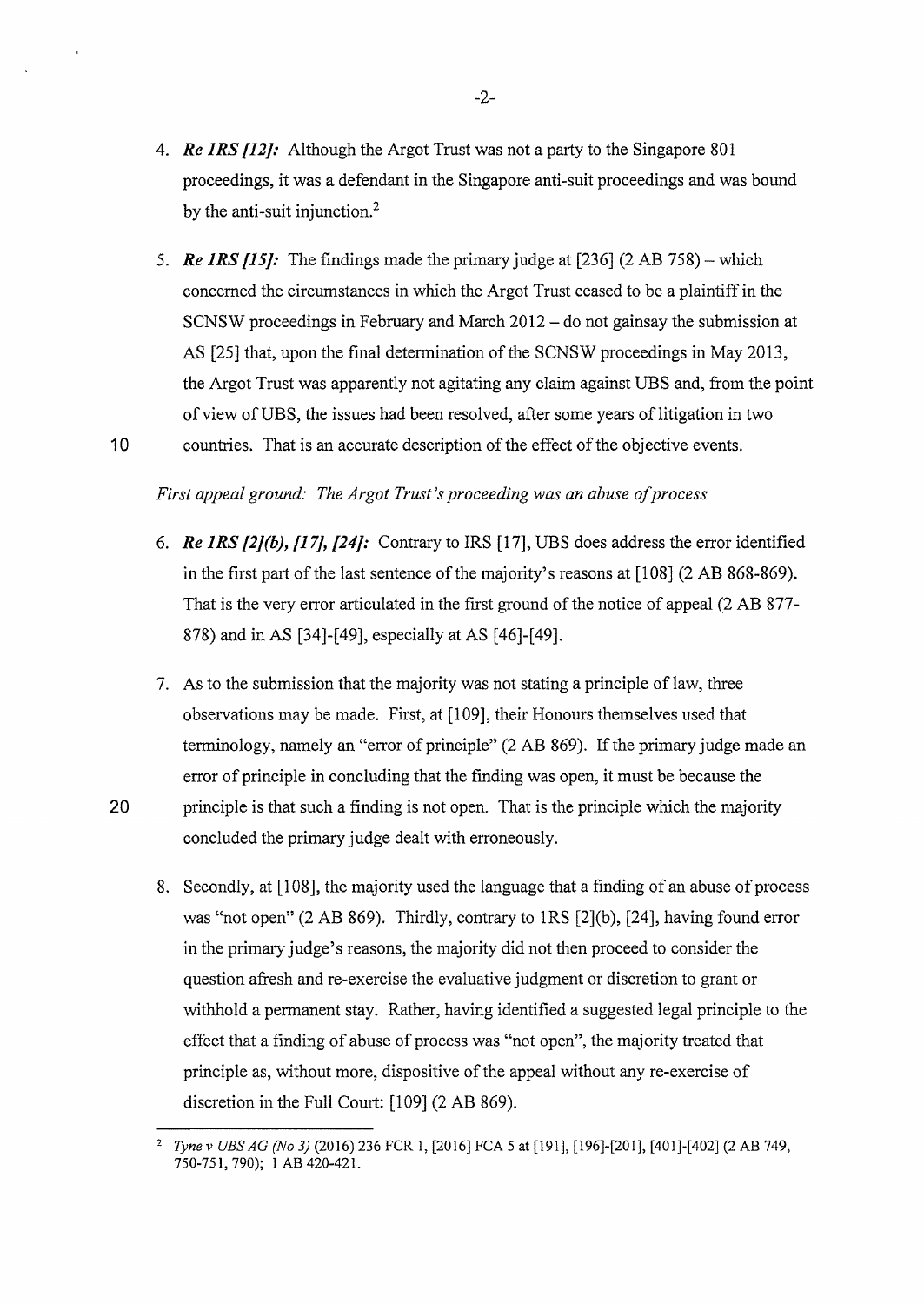4. ***Re 1RS [12]:*** Although the Argot Trust was not a party to the Singapore 801 proceedings, it was a defendant in the Singapore anti-suit proceedings and was bound by the anti-suit injunction.[2]

5. ***Re 1RS [15]:*** The findings made the primary judge at [236] (2 AB 758) – which concerned the circumstances in which the Argot Trust ceased to be a plaintiff in the SCNSW proceedings in February and March 2012 – do not gainsay the submission at AS [25] that, upon the final determination of the SCNSW proceedings in May 2013, the Argot Trust was apparently not agitating any claim against UBS and, from the point of view of UBS, the issues had been resolved, after some years of litigation in two countries. That is an accurate description of the effect of the objective events.

*First appeal ground: The Argot Trust's proceeding was an abuse of process*

6. ***Re 1RS [2](b), [17], [24]:*** Contrary to IRS [17], UBS does address the error identified in the first part of the last sentence of the majority's reasons at [108] (2 AB 868-869). That is the very error articulated in the first ground of the notice of appeal (2 AB 877-878) and in AS [34]-[49], especially at AS [46]-[49].

7. As to the submission that the majority was not stating a principle of law, three observations may be made. First, at [109], their Honours themselves used that terminology, namely an "error of principle" (2 AB 869). If the primary judge made an error of principle in concluding that the finding was open, it must be because the principle is that such a finding is not open. That is the principle which the majority concluded the primary judge dealt with erroneously.

8. Secondly, at [108], the majority used the language that a finding of an abuse of process was "not open" (2 AB 869). Thirdly, contrary to 1RS [2](b), [24], having found error in the primary judge's reasons, the majority did not then proceed to consider the question afresh and re-exercise the evaluative judgment or discretion to grant or withhold a permanent stay. Rather, having identified a suggested legal principle to the effect that a finding of abuse of process was "not open", the majority treated that principle as, without more, dispositive of the appeal without any re-exercise of discretion in the Full Court: [109] (2 AB 869).

---

[2] *Tyne v UBS AG (No 3)* (2016) 236 FCR 1, [2016] FCA 5 at [191], [196]-[201], [401]-[402] (2 AB 749, 750-751, 790); 1 AB 420-421.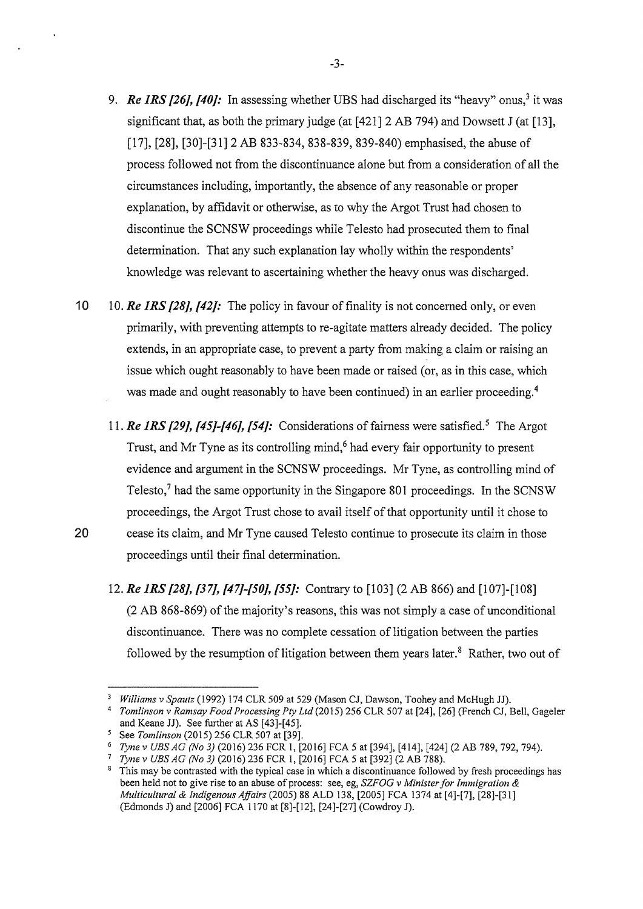9. ***Re 1RS [26], [40]:*** In assessing whether UBS had discharged its "heavy" onus,[3] it was significant that, as both the primary judge (at [421] 2 AB 794) and Dowsett J (at [13], [17], [28], [30]-[31] 2 AB 833-834, 838-839, 839-840) emphasised, the abuse of process followed not from the discontinuance alone but from a consideration of all the circumstances including, importantly, the absence of any reasonable or proper explanation, by affidavit or otherwise, as to why the Argot Trust had chosen to discontinue the SCNSW proceedings while Telesto had prosecuted them to final determination. That any such explanation lay wholly within the respondents' knowledge was relevant to ascertaining whether the heavy onus was discharged.

10. ***Re 1RS [28], [42]:*** The policy in favour of finality is not concerned only, or even primarily, with preventing attempts to re-agitate matters already decided. The policy extends, in an appropriate case, to prevent a party from making a claim or raising an issue which ought reasonably to have been made or raised (or, as in this case, which was made and ought reasonably to have been continued) in an earlier proceeding.[4]

11. ***Re 1RS [29], [45]-[46], [54]:*** Considerations of fairness were satisfied.[5] The Argot Trust, and Mr Tyne as its controlling mind,[6] had every fair opportunity to present evidence and argument in the SCNSW proceedings. Mr Tyne, as controlling mind of Telesto,[7] had the same opportunity in the Singapore 801 proceedings. In the SCNSW proceedings, the Argot Trust chose to avail itself of that opportunity until it chose to cease its claim, and Mr Tyne caused Telesto continue to prosecute its claim in those proceedings until their final determination.

12. ***Re 1RS [28], [37], [47]-[50], [55]:*** Contrary to [103] (2 AB 866) and [107]-[108] (2 AB 868-869) of the majority's reasons, this was not simply a case of unconditional discontinuance. There was no complete cessation of litigation between the parties followed by the resumption of litigation between them years later.[8] Rather, two out of

---

[3] *Williams v Spautz* (1992) 174 CLR 509 at 529 (Mason CJ, Dawson, Toohey and McHugh JJ).

[4] *Tomlinson v Ramsay Food Processing Pty Ltd* (2015) 256 CLR 507 at [24], [26] (French CJ, Bell, Gageler and Keane JJ). See further at AS [43]-[45].

[5] See *Tomlinson* (2015) 256 CLR 507 at [39].

[6] *Tyne v UBS AG (No 3)* (2016) 236 FCR 1, [2016] FCA 5 at [394], [414], [424] (2 AB 789, 792, 794).

[7] *Tyne v UBS AG (No 3)* (2016) 236 FCR 1, [2016] FCA 5 at [392] (2 AB 788).

[8] This may be contrasted with the typical case in which a discontinuance followed by fresh proceedings has been held not to give rise to an abuse of process: see, eg, *SZFOG v Minister for Immigration & Multicultural & Indigenous Affairs* (2005) 88 ALD 138, [2005] FCA 1374 at [4]-[7], [28]-[31] (Edmonds J) and [2006] FCA 1170 at [8]-[12], [24]-[27] (Cowdroy J).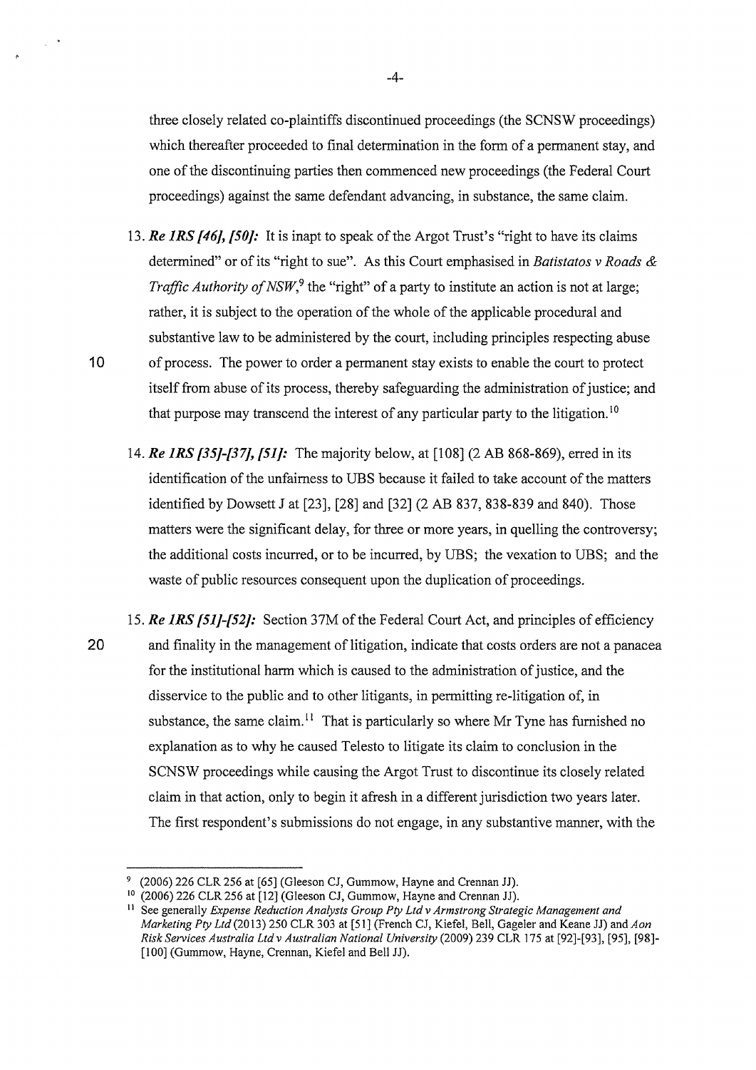three closely related co-plaintiffs discontinued proceedings (the SCNSW proceedings) which thereafter proceeded to final determination in the form of a permanent stay, and one of the discontinuing parties then commenced new proceedings (the Federal Court proceedings) against the same defendant advancing, in substance, the same claim.

13. ***Re 1RS [46], [50]:*** It is inapt to speak of the Argot Trust's "right to have its claims determined" or of its "right to sue". As this Court emphasised in *Batistatos v Roads & Traffic Authority of NSW*,[9] the "right" of a party to institute an action is not at large; rather, it is subject to the operation of the whole of the applicable procedural and substantive law to be administered by the court, including principles respecting abuse of process. The power to order a permanent stay exists to enable the court to protect itself from abuse of its process, thereby safeguarding the administration of justice; and that purpose may transcend the interest of any particular party to the litigation.[10]

14. ***Re 1RS [35]-[37], [51]:*** The majority below, at [108] (2 AB 868-869), erred in its identification of the unfairness to UBS because it failed to take account of the matters identified by Dowsett J at [23], [28] and [32] (2 AB 837, 838-839 and 840). Those matters were the significant delay, for three or more years, in quelling the controversy; the additional costs incurred, or to be incurred, by UBS; the vexation to UBS; and the waste of public resources consequent upon the duplication of proceedings.

15. ***Re 1RS [51]-[52]:*** Section 37M of the Federal Court Act, and principles of efficiency and finality in the management of litigation, indicate that costs orders are not a panacea for the institutional harm which is caused to the administration of justice, and the disservice to the public and to other litigants, in permitting re-litigation of, in substance, the same claim.[11] That is particularly so where Mr Tyne has furnished no explanation as to why he caused Telesto to litigate its claim to conclusion in the SCNSW proceedings while causing the Argot Trust to discontinue its closely related claim in that action, only to begin it afresh in a different jurisdiction two years later. The first respondent's submissions do not engage, in any substantive manner, with the

---

[9] (2006) 226 CLR 256 at [65] (Gleeson CJ, Gummow, Hayne and Crennan JJ).

[10] (2006) 226 CLR 256 at [12] (Gleeson CJ, Gummow, Hayne and Crennan JJ).

[11] See generally *Expense Reduction Analysts Group Pty Ltd v Armstrong Strategic Management and Marketing Pty Ltd* (2013) 250 CLR 303 at [51] (French CJ, Kiefel, Bell, Gageler and Keane JJ) and *Aon Risk Services Australia Ltd v Australian National University* (2009) 239 CLR 175 at [92]-[93], [95], [98]-[100] (Gummow, Hayne, Crennan, Kiefel and Bell JJ).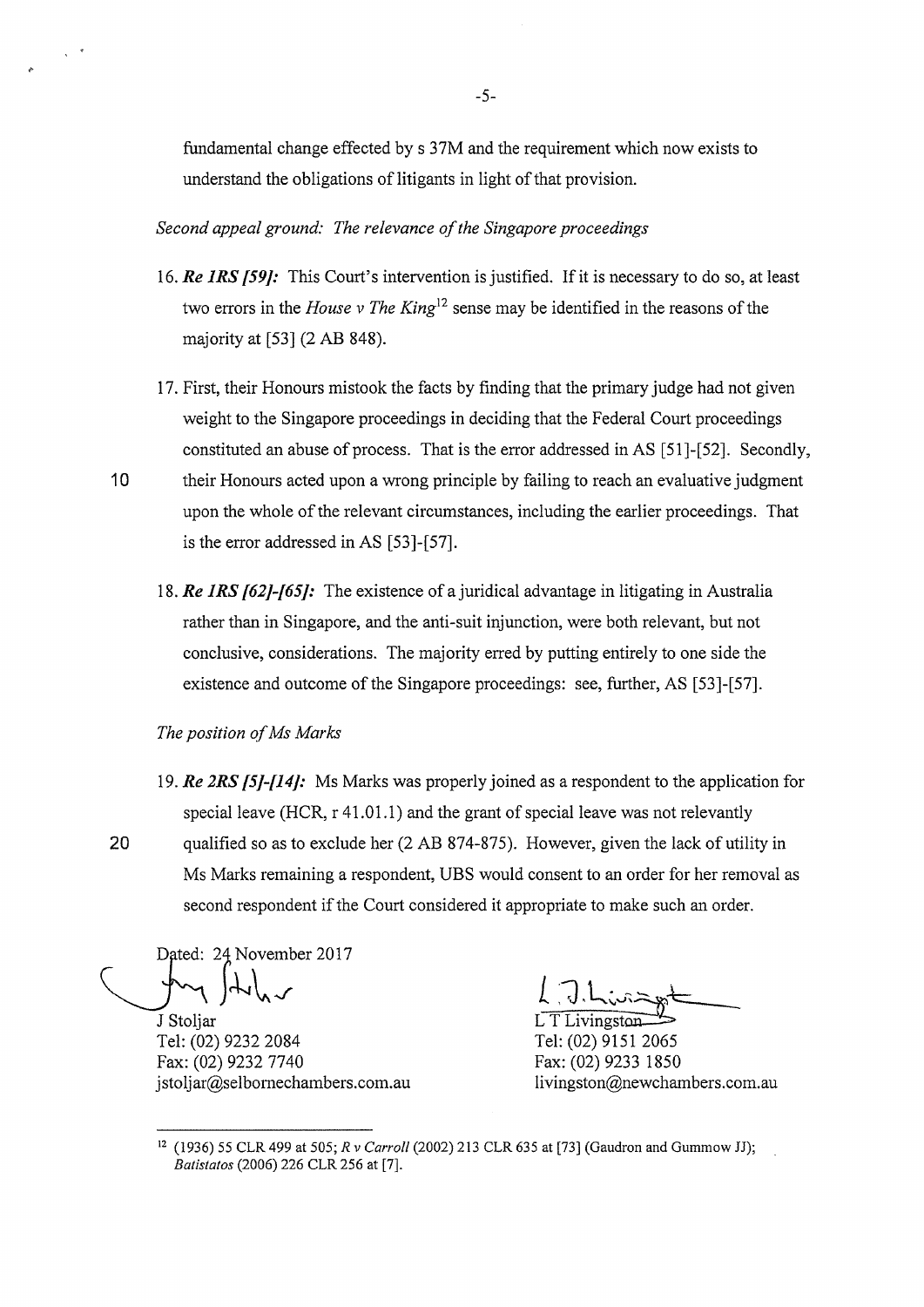fundamental change effected by s 37M and the requirement which now exists to understand the obligations of litigants in light of that provision.

*Second appeal ground: The relevance of the Singapore proceedings*

16. ***Re 1RS [59]:*** This Court's intervention is justified. If it is necessary to do so, at least two errors in the *House v The King*[12] sense may be identified in the reasons of the majority at [53] (2 AB 848).

17. First, their Honours mistook the facts by finding that the primary judge had not given weight to the Singapore proceedings in deciding that the Federal Court proceedings constituted an abuse of process. That is the error addressed in AS [51]-[52]. Secondly, their Honours acted upon a wrong principle by failing to reach an evaluative judgment upon the whole of the relevant circumstances, including the earlier proceedings. That is the error addressed in AS [53]-[57].

18. ***Re 1RS [62]-[65]:*** The existence of a juridical advantage in litigating in Australia rather than in Singapore, and the anti-suit injunction, were both relevant, but not conclusive, considerations. The majority erred by putting entirely to one side the existence and outcome of the Singapore proceedings: see, further, AS [53]-[57].

*The position of Ms Marks*

19. ***Re 2RS [5]-[14]:*** Ms Marks was properly joined as a respondent to the application for special leave (HCR, r 41.01.1) and the grant of special leave was not relevantly qualified so as to exclude her (2 AB 874-875). However, given the lack of utility in Ms Marks remaining a respondent, UBS would consent to an order for her removal as second respondent if the Court considered it appropriate to make such an order.

Dated: 24 November 2017

| | |
|---|---|
| J Stoljar | L T Livingston |
| Tel: (02) 9232 2084 | Tel: (02) 9151 2065 |
| Fax: (02) 9232 7740 | Fax: (02) 9233 1850 |
| jstoljar@selbornechambers.com.au | livingston@newchambers.com.au |

---

[12] (1936) 55 CLR 499 at 505; *R v Carroll* (2002) 213 CLR 635 at [73] (Gaudron and Gummow JJ); *Batistatos* (2006) 226 CLR 256 at [7].